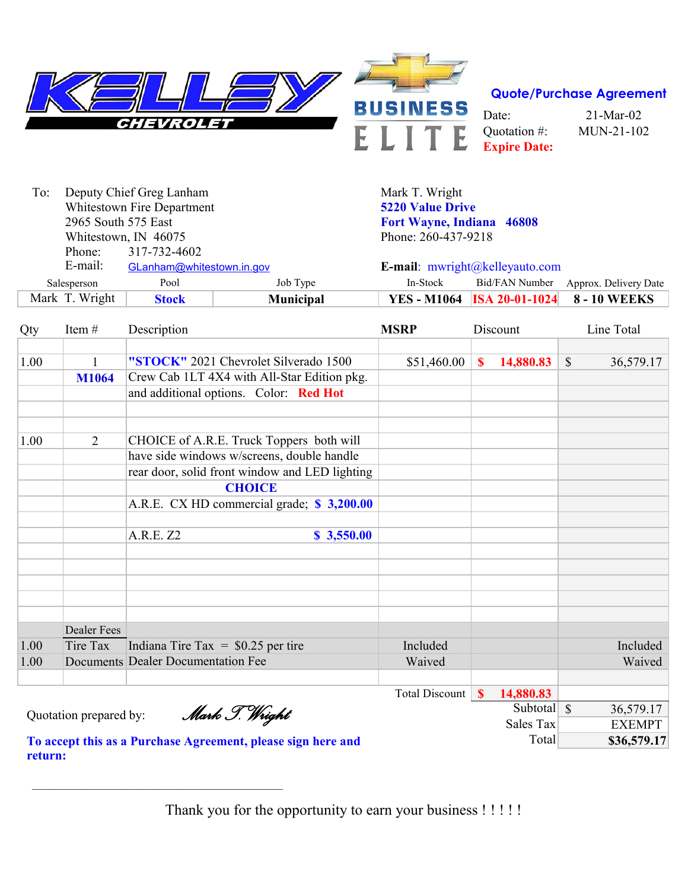KELLEY CHEVROLET

BUSINESS ELITE

**Quote/Purchase Agreement**

Date: 21-Mar-02
Quotation #: MUN-21-102
**Expire Date:**

To: Deputy Chief Greg Lanham
Whitestown Fire Department
2965 South 575 East
Whitestown, IN 46075
Phone: 317-732-4602
E-mail: GLanham@whitestown.in.gov

Mark T. Wright
**5220 Value Drive**
**Fort Wayne, Indiana 46808**
Phone: 260-437-9218
**E-mail**: mwright@kelleyauto.com

| Salesperson | Pool | Job Type | In-Stock | Bid/FAN Number | Approx. Delivery Date |
|---|---|---|---|---|---|
| Mark T. Wright | **Stock** | **Municipal** | **YES - M1064** | **ISA 20-01-1024** | **8 - 10 WEEKS** |

| Qty | Item # | Description | MSRP | Discount | Line Total |
|---|---|---|---|---|---|
| 1.00 | 1 | **"STOCK"** 2021 Chevrolet Silverado 1500 | $51,460.00 | **$ 14,880.83** | $ 36,579.17 |
| | **M1064** | Crew Cab 1LT 4X4 with All-Star Edition pkg. | | | |
| | | and additional options. Color: **Red Hot** | | | |
| 1.00 | 2 | CHOICE of A.R.E. Truck Toppers both will | | | |
| | | have side windows w/screens, double handle | | | |
| | | rear door, solid front window and LED lighting | | | |
| | | **CHOICE** | | | |
| | | A.R.E. CX HD commercial grade; **$ 3,200.00** | | | |
| | | A.R.E. Z2 **$ 3,550.00** | | | |
| | Dealer Fees | | | | |
| 1.00 | Tire Tax | Indiana Tire Tax = $0.25 per tire | Included | | Included |
| 1.00 | Documents | Dealer Documentation Fee | Waived | | Waived |

| | | |
|---|---|---|
| Total Discount | **$ 14,880.83** | |
| Subtotal | | $ 36,579.17 |
| Sales Tax | | EXEMPT |
| Total | | **$36,579.17** |

Quotation prepared by: *Mark T. Wright*

**To accept this as a Purchase Agreement, please sign here and return:**

\_\_\_\_\_\_\_\_\_\_\_\_\_\_\_\_\_\_\_\_\_\_\_\_\_\_\_\_\_\_\_\_\_\_\_\_

Thank you for the opportunity to earn your business ! ! ! ! !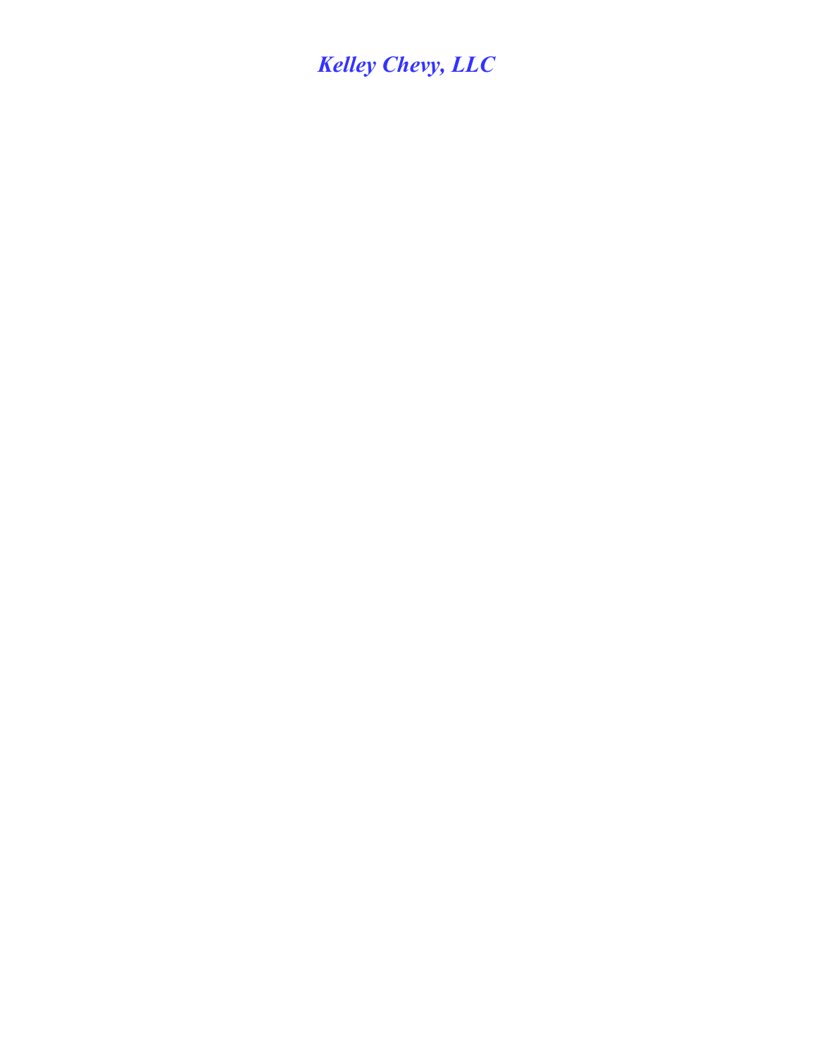*Kelley Chevy, LLC*